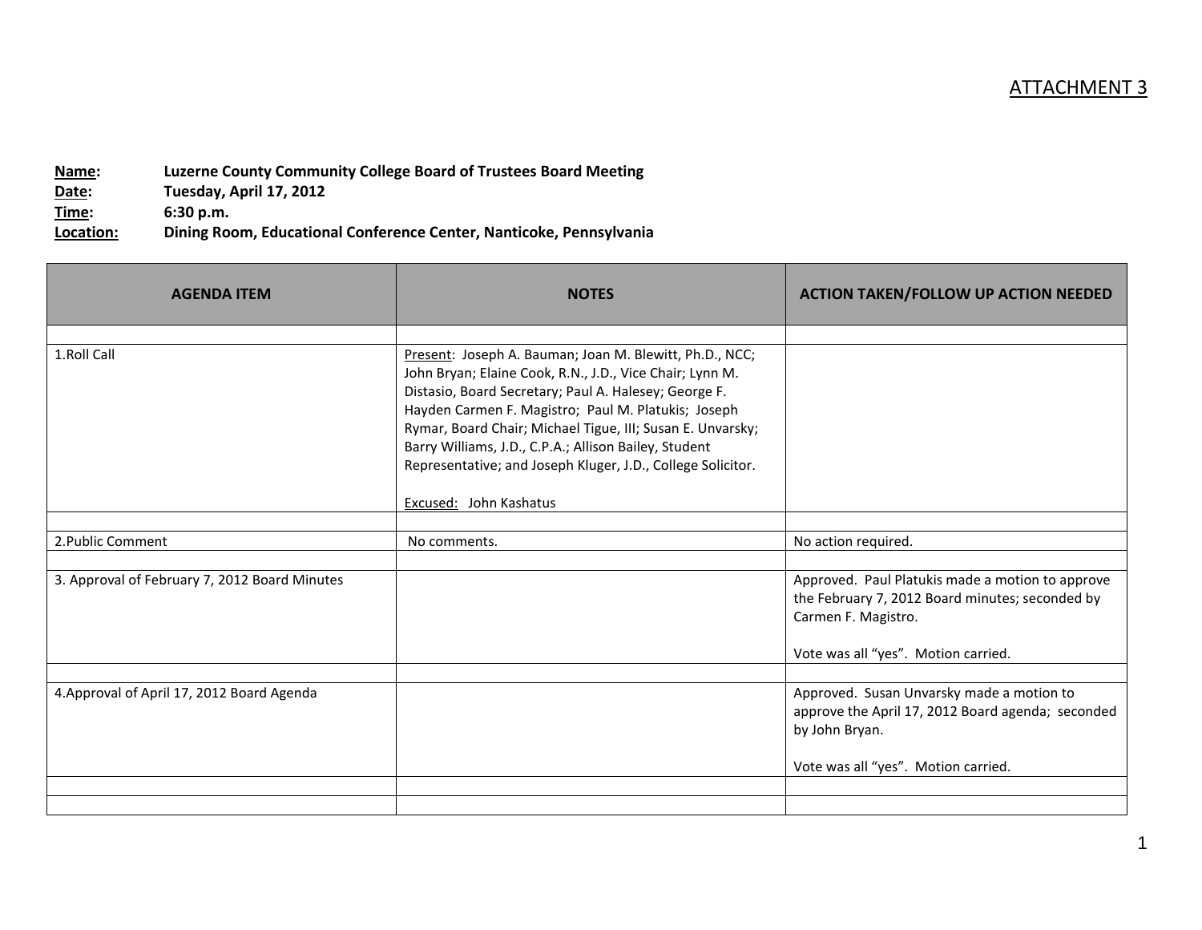ATTACHMENT 3

**Name:** Luzerne County Community College Board of Trustees Board Meeting
**Date:** Tuesday, April 17, 2012
**Time:** 6:30 p.m.
**Location:** Dining Room, Educational Conference Center, Nanticoke, Pennsylvania

| AGENDA ITEM | NOTES | ACTION TAKEN/FOLLOW UP ACTION NEEDED |
|---|---|---|
| | | |
| 1.Roll Call | Present: Joseph A. Bauman; Joan M. Blewitt, Ph.D., NCC; John Bryan; Elaine Cook, R.N., J.D., Vice Chair; Lynn M. Distasio, Board Secretary; Paul A. Halesey; George F. Hayden Carmen F. Magistro; Paul M. Platukis; Joseph Rymar, Board Chair; Michael Tigue, III; Susan E. Unvarsky; Barry Williams, J.D., C.P.A.; Allison Bailey, Student Representative; and Joseph Kluger, J.D., College Solicitor.<br><br>Excused: John Kashatus | |
| | | |
| 2.Public Comment | No comments. | No action required. |
| | | |
| 3. Approval of February 7, 2012 Board Minutes | | Approved. Paul Platukis made a motion to approve the February 7, 2012 Board minutes; seconded by Carmen F. Magistro.<br><br>Vote was all "yes". Motion carried. |
| | | |
| 4.Approval of April 17, 2012 Board Agenda | | Approved. Susan Unvarsky made a motion to approve the April 17, 2012 Board agenda; seconded by John Bryan.<br><br>Vote was all "yes". Motion carried. |
| | | |
| | | |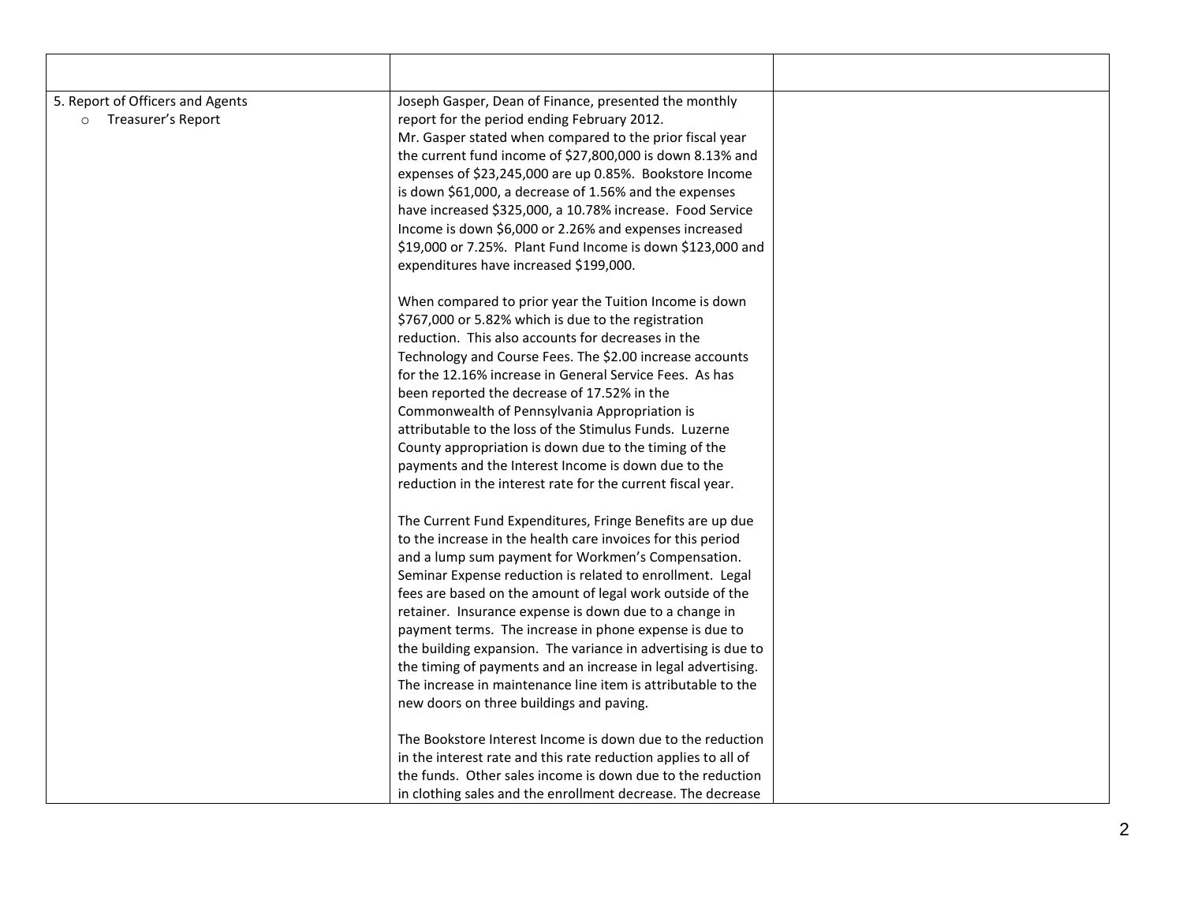| | | |
|---|---|---|
| 5. Report of Officers and Agents<br>○ Treasurer's Report | Joseph Gasper, Dean of Finance, presented the monthly report for the period ending February 2012.<br>Mr. Gasper stated when compared to the prior fiscal year the current fund income of $27,800,000 is down 8.13% and expenses of $23,245,000 are up 0.85%. Bookstore Income is down $61,000, a decrease of 1.56% and the expenses have increased $325,000, a 10.78% increase. Food Service Income is down $6,000 or 2.26% and expenses increased $19,000 or 7.25%. Plant Fund Income is down $123,000 and expenditures have increased $199,000.<br><br>When compared to prior year the Tuition Income is down $767,000 or 5.82% which is due to the registration reduction. This also accounts for decreases in the Technology and Course Fees. The $2.00 increase accounts for the 12.16% increase in General Service Fees. As has been reported the decrease of 17.52% in the Commonwealth of Pennsylvania Appropriation is attributable to the loss of the Stimulus Funds. Luzerne County appropriation is down due to the timing of the payments and the Interest Income is down due to the reduction in the interest rate for the current fiscal year.<br><br>The Current Fund Expenditures, Fringe Benefits are up due to the increase in the health care invoices for this period and a lump sum payment for Workmen's Compensation. Seminar Expense reduction is related to enrollment. Legal fees are based on the amount of legal work outside of the retainer. Insurance expense is down due to a change in payment terms. The increase in phone expense is due to the building expansion. The variance in advertising is due to the timing of payments and an increase in legal advertising. The increase in maintenance line item is attributable to the new doors on three buildings and paving.<br><br>The Bookstore Interest Income is down due to the reduction in the interest rate and this rate reduction applies to all of the funds. Other sales income is down due to the reduction in clothing sales and the enrollment decrease. The decrease | |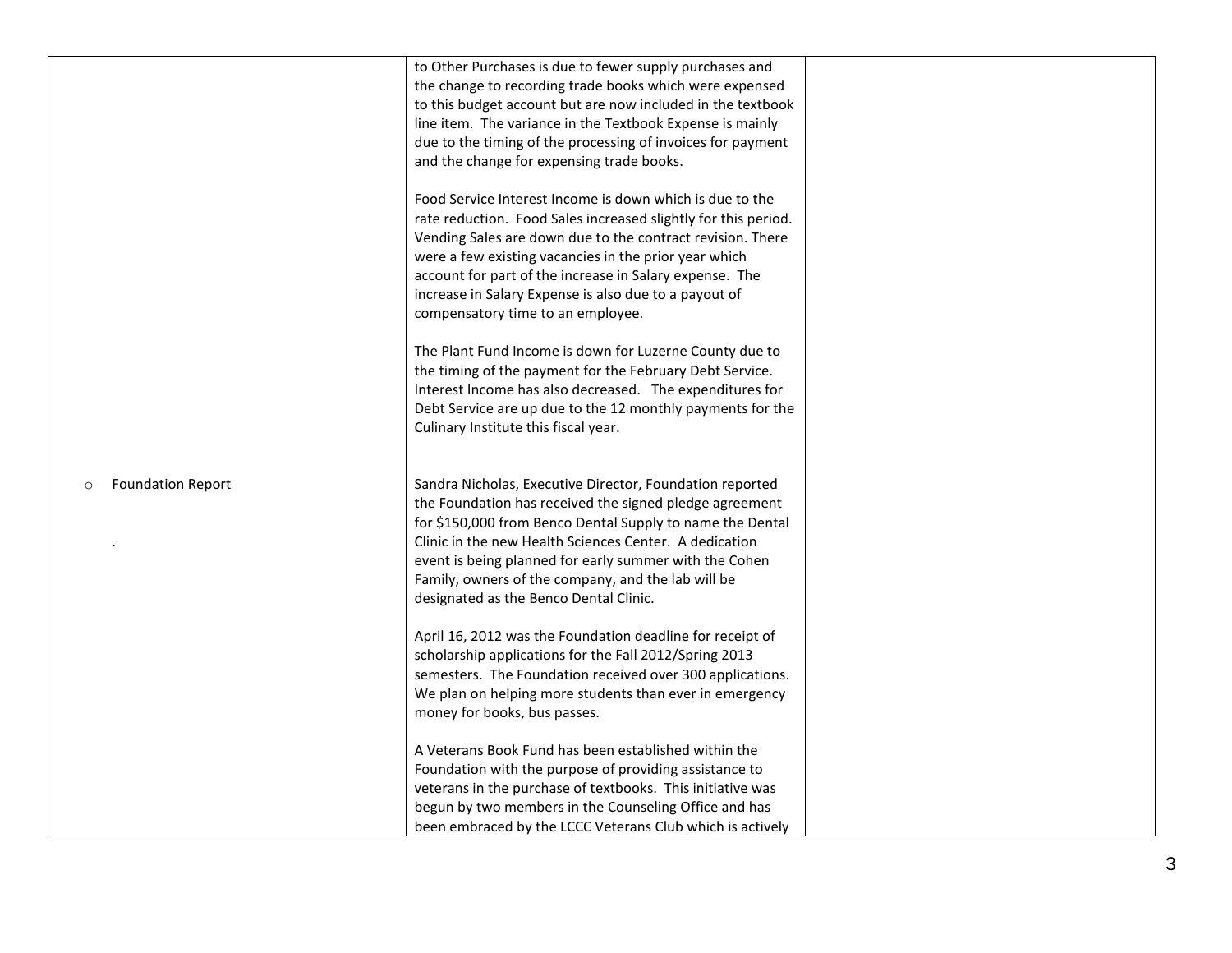| | | |
|---|---|---|
| | to Other Purchases is due to fewer supply purchases and the change to recording trade books which were expensed to this budget account but are now included in the textbook line item. The variance in the Textbook Expense is mainly due to the timing of the processing of invoices for payment and the change for expensing trade books.<br><br>Food Service Interest Income is down which is due to the rate reduction. Food Sales increased slightly for this period. Vending Sales are down due to the contract revision. There were a few existing vacancies in the prior year which account for part of the increase in Salary expense. The increase in Salary Expense is also due to a payout of compensatory time to an employee.<br><br>The Plant Fund Income is down for Luzerne County due to the timing of the payment for the February Debt Service. Interest Income has also decreased. The expenditures for Debt Service are up due to the 12 monthly payments for the Culinary Institute this fiscal year. | |
| ○ Foundation Report<br><br>. | Sandra Nicholas, Executive Director, Foundation reported the Foundation has received the signed pledge agreement for $150,000 from Benco Dental Supply to name the Dental Clinic in the new Health Sciences Center. A dedication event is being planned for early summer with the Cohen Family, owners of the company, and the lab will be designated as the Benco Dental Clinic.<br><br>April 16, 2012 was the Foundation deadline for receipt of scholarship applications for the Fall 2012/Spring 2013 semesters. The Foundation received over 300 applications. We plan on helping more students than ever in emergency money for books, bus passes.<br><br>A Veterans Book Fund has been established within the Foundation with the purpose of providing assistance to veterans in the purchase of textbooks. This initiative was begun by two members in the Counseling Office and has been embraced by the LCCC Veterans Club which is actively | |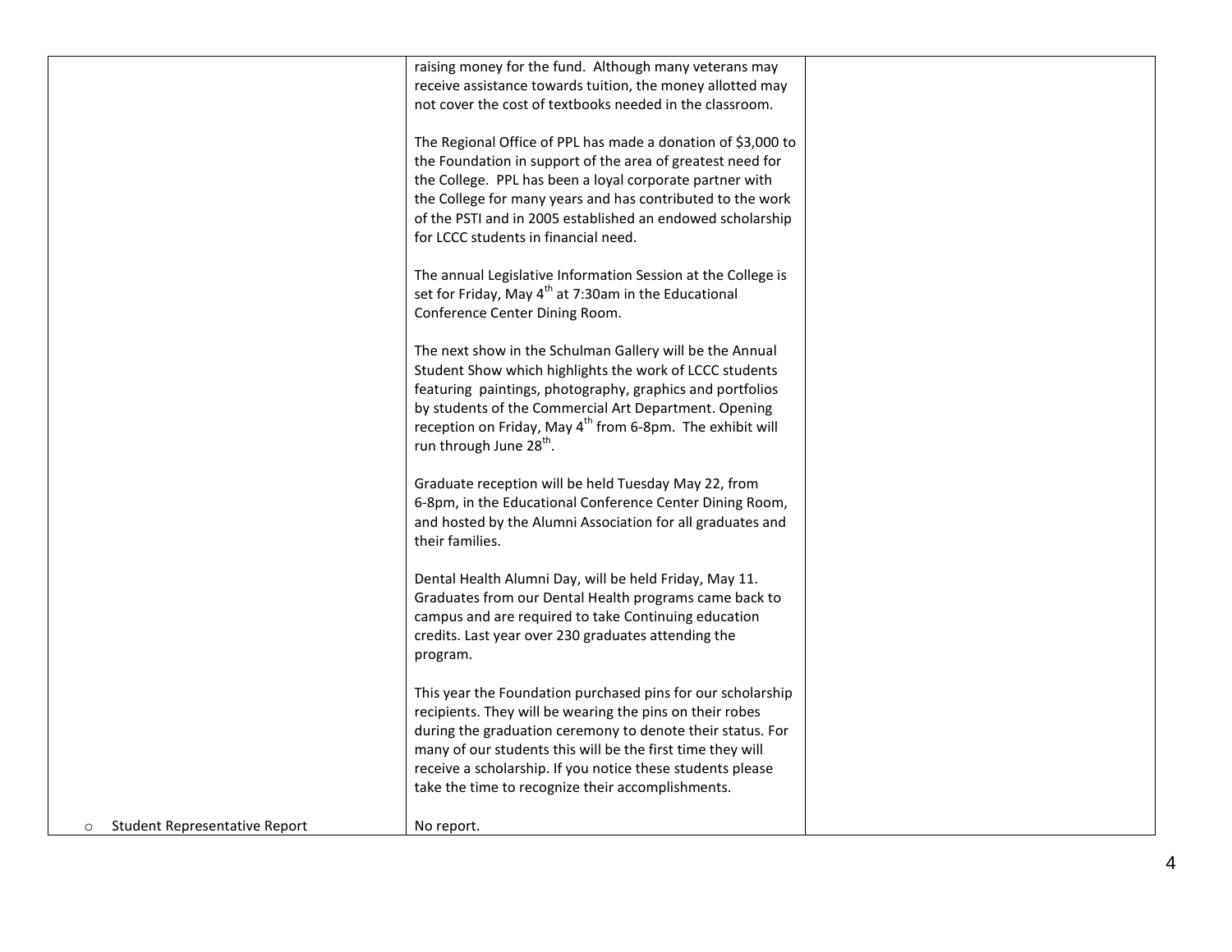| | | |
|---|---|---|
| | raising money for the fund. Although many veterans may receive assistance towards tuition, the money allotted may not cover the cost of textbooks needed in the classroom.<br><br>The Regional Office of PPL has made a donation of $3,000 to the Foundation in support of the area of greatest need for the College. PPL has been a loyal corporate partner with the College for many years and has contributed to the work of the PSTI and in 2005 established an endowed scholarship for LCCC students in financial need.<br><br>The annual Legislative Information Session at the College is set for Friday, May 4th at 7:30am in the Educational Conference Center Dining Room.<br><br>The next show in the Schulman Gallery will be the Annual Student Show which highlights the work of LCCC students featuring paintings, photography, graphics and portfolios by students of the Commercial Art Department. Opening reception on Friday, May 4th from 6-8pm. The exhibit will run through June 28th.<br><br>Graduate reception will be held Tuesday May 22, from 6-8pm, in the Educational Conference Center Dining Room, and hosted by the Alumni Association for all graduates and their families.<br><br>Dental Health Alumni Day, will be held Friday, May 11. Graduates from our Dental Health programs came back to campus and are required to take Continuing education credits. Last year over 230 graduates attending the program.<br><br>This year the Foundation purchased pins for our scholarship recipients. They will be wearing the pins on their robes during the graduation ceremony to denote their status. For many of our students this will be the first time they will receive a scholarship. If you notice these students please take the time to recognize their accomplishments. | |
| ○ Student Representative Report | No report. | |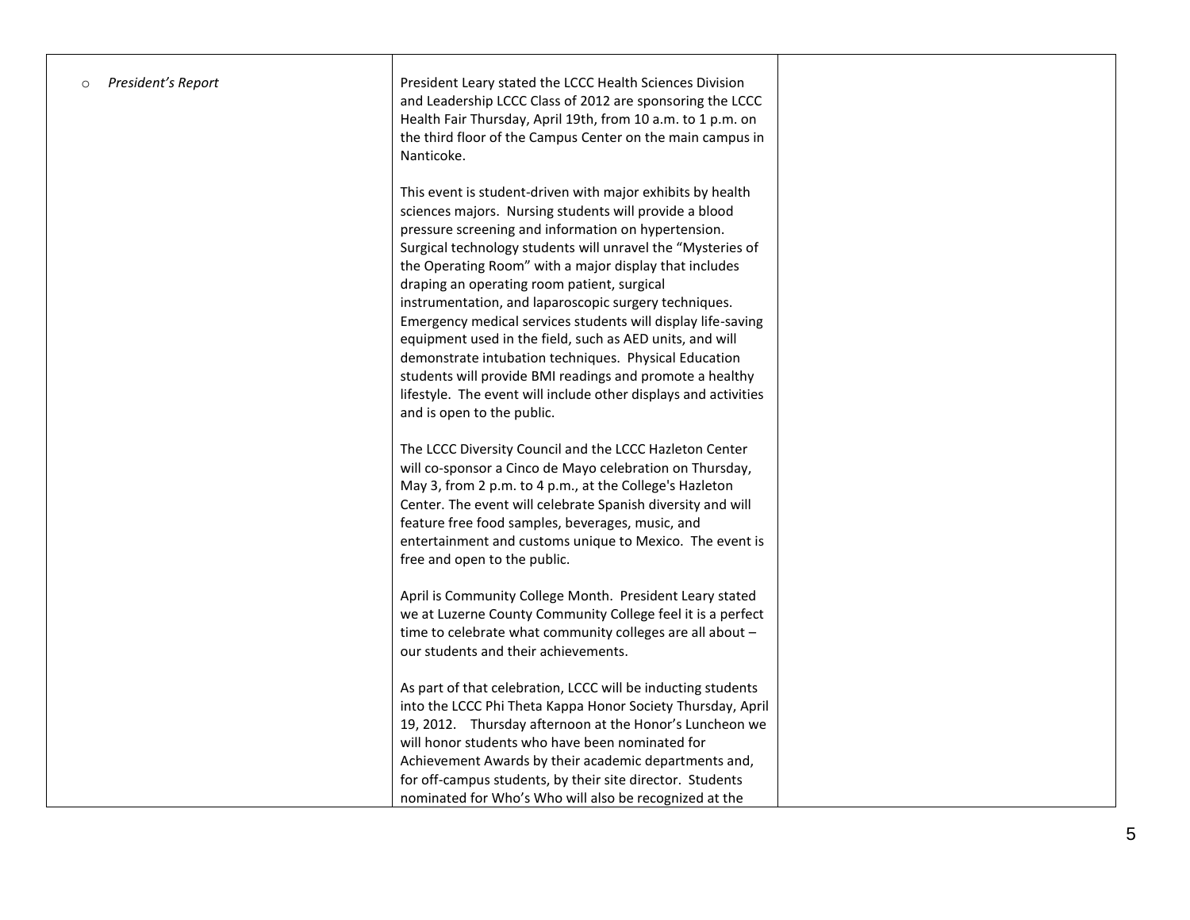| | | |
|---|---|---|
| ○ *President's Report* | President Leary stated the LCCC Health Sciences Division and Leadership LCCC Class of 2012 are sponsoring the LCCC Health Fair Thursday, April 19th, from 10 a.m. to 1 p.m. on the third floor of the Campus Center on the main campus in Nanticoke.<br><br>This event is student-driven with major exhibits by health sciences majors. Nursing students will provide a blood pressure screening and information on hypertension. Surgical technology students will unravel the "Mysteries of the Operating Room" with a major display that includes draping an operating room patient, surgical instrumentation, and laparoscopic surgery techniques. Emergency medical services students will display life-saving equipment used in the field, such as AED units, and will demonstrate intubation techniques. Physical Education students will provide BMI readings and promote a healthy lifestyle. The event will include other displays and activities and is open to the public.<br><br>The LCCC Diversity Council and the LCCC Hazleton Center will co-sponsor a Cinco de Mayo celebration on Thursday, May 3, from 2 p.m. to 4 p.m., at the College's Hazleton Center. The event will celebrate Spanish diversity and will feature free food samples, beverages, music, and entertainment and customs unique to Mexico. The event is free and open to the public.<br><br>April is Community College Month. President Leary stated we at Luzerne County Community College feel it is a perfect time to celebrate what community colleges are all about – our students and their achievements.<br><br>As part of that celebration, LCCC will be inducting students into the LCCC Phi Theta Kappa Honor Society Thursday, April 19, 2012. Thursday afternoon at the Honor's Luncheon we will honor students who have been nominated for Achievement Awards by their academic departments and, for off-campus students, by their site director. Students nominated for Who's Who will also be recognized at the | |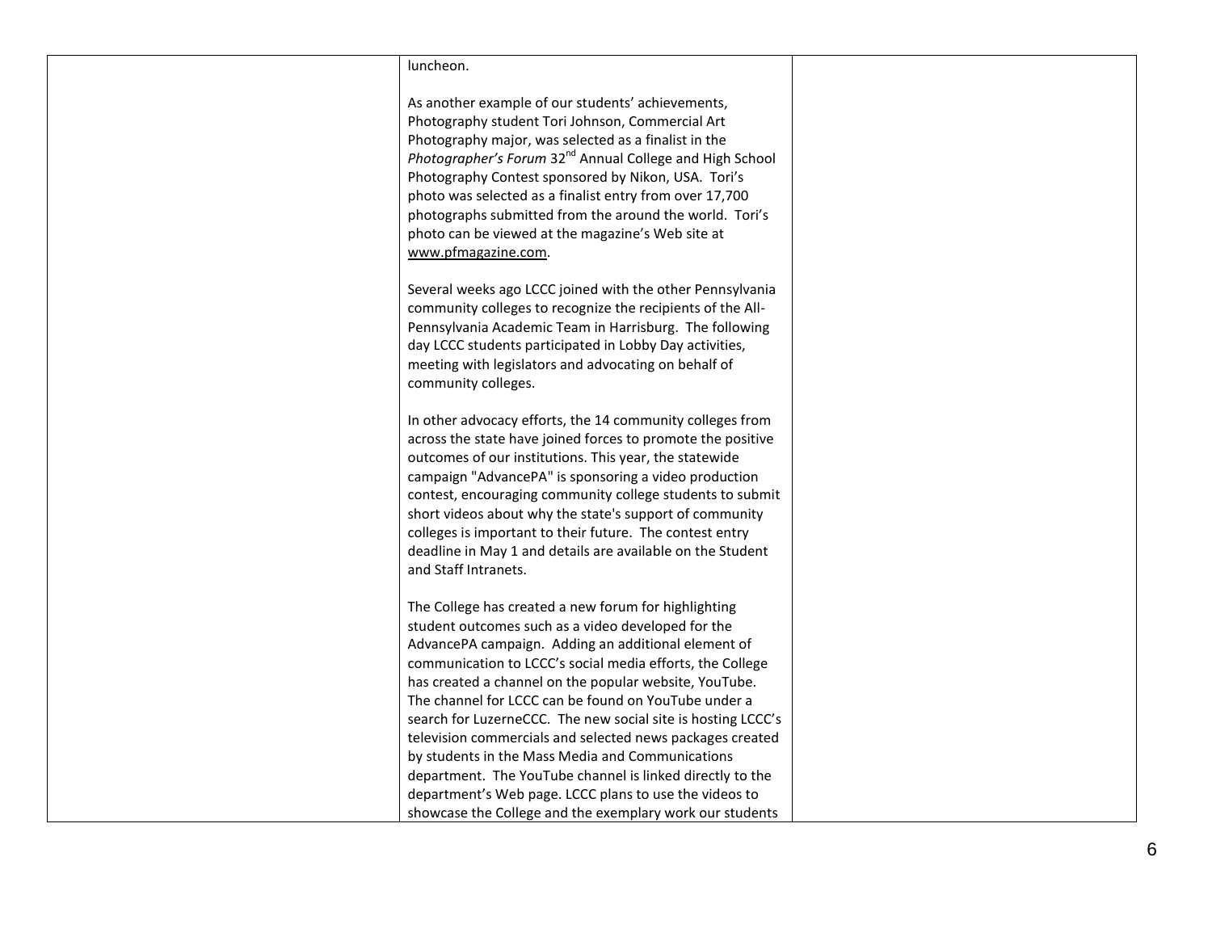| | | |
|---|---|---|
| | luncheon.<br><br>As another example of our students' achievements, Photography student Tori Johnson, Commercial Art Photography major, was selected as a finalist in the *Photographer's Forum* 32nd Annual College and High School Photography Contest sponsored by Nikon, USA. Tori's photo was selected as a finalist entry from over 17,700 photographs submitted from the around the world. Tori's photo can be viewed at the magazine's Web site at www.pfmagazine.com.<br><br>Several weeks ago LCCC joined with the other Pennsylvania community colleges to recognize the recipients of the All-Pennsylvania Academic Team in Harrisburg. The following day LCCC students participated in Lobby Day activities, meeting with legislators and advocating on behalf of community colleges.<br><br>In other advocacy efforts, the 14 community colleges from across the state have joined forces to promote the positive outcomes of our institutions. This year, the statewide campaign "AdvancePA" is sponsoring a video production contest, encouraging community college students to submit short videos about why the state's support of community colleges is important to their future. The contest entry deadline in May 1 and details are available on the Student and Staff Intranets.<br><br>The College has created a new forum for highlighting student outcomes such as a video developed for the AdvancePA campaign. Adding an additional element of communication to LCCC's social media efforts, the College has created a channel on the popular website, YouTube. The channel for LCCC can be found on YouTube under a search for LuzerneCCC. The new social site is hosting LCCC's television commercials and selected news packages created by students in the Mass Media and Communications department. The YouTube channel is linked directly to the department's Web page. LCCC plans to use the videos to showcase the College and the exemplary work our students | |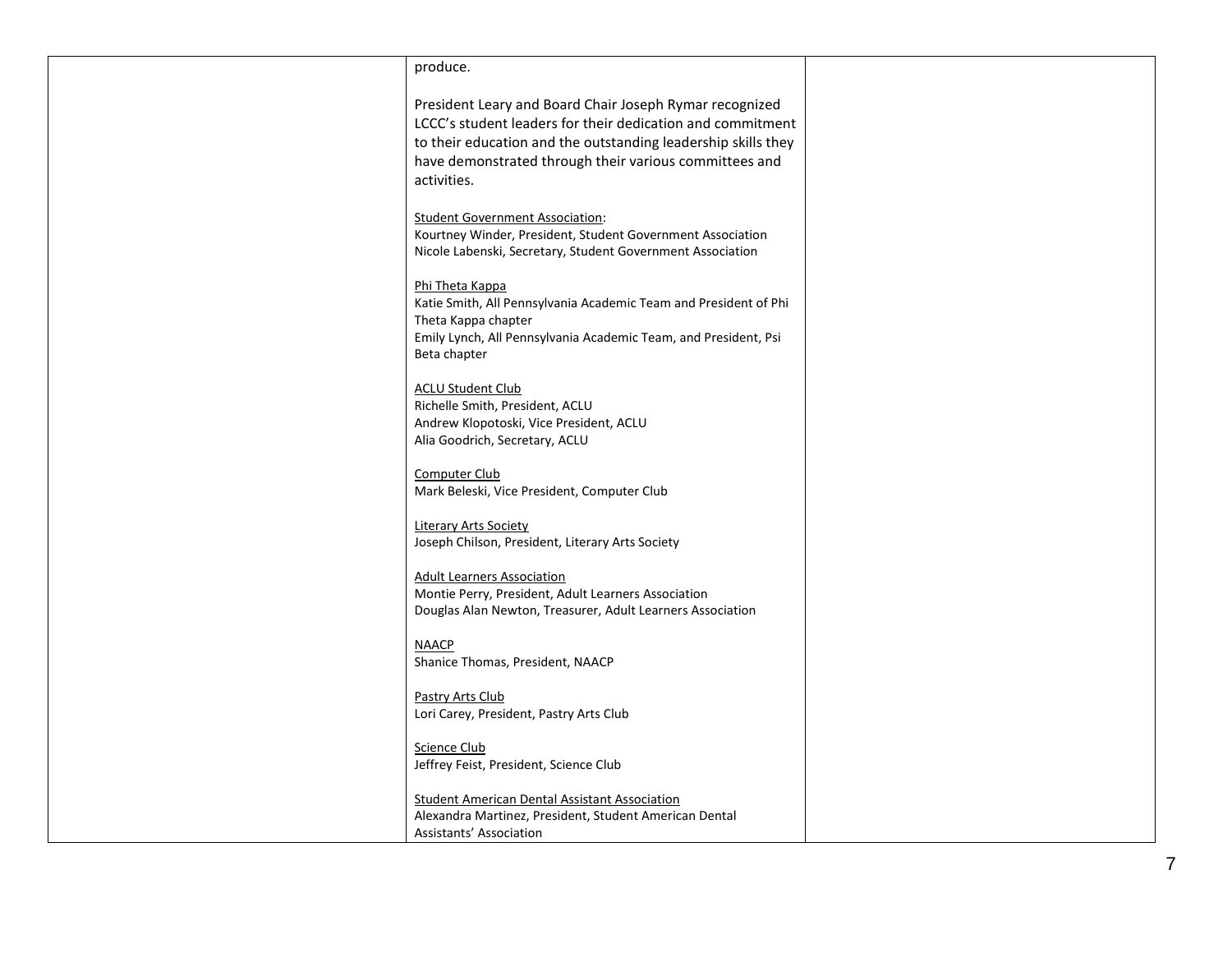| | | |
|---|---|---|
| | produce.<br><br>President Leary and Board Chair Joseph Rymar recognized LCCC's student leaders for their dedication and commitment to their education and the outstanding leadership skills they have demonstrated through their various committees and activities.<br><br>Student Government Association:<br>Kourtney Winder, President, Student Government Association<br>Nicole Labenski, Secretary, Student Government Association<br><br>Phi Theta Kappa<br>Katie Smith, All Pennsylvania Academic Team and President of Phi Theta Kappa chapter<br>Emily Lynch, All Pennsylvania Academic Team, and President, Psi Beta chapter<br><br>ACLU Student Club<br>Richelle Smith, President, ACLU<br>Andrew Klopotoski, Vice President, ACLU<br>Alia Goodrich, Secretary, ACLU<br><br>Computer Club<br>Mark Beleski, Vice President, Computer Club<br><br>Literary Arts Society<br>Joseph Chilson, President, Literary Arts Society<br><br>Adult Learners Association<br>Montie Perry, President, Adult Learners Association<br>Douglas Alan Newton, Treasurer, Adult Learners Association<br><br>NAACP<br>Shanice Thomas, President, NAACP<br><br>Pastry Arts Club<br>Lori Carey, President, Pastry Arts Club<br><br>Science Club<br>Jeffrey Feist, President, Science Club<br><br>Student American Dental Assistant Association<br>Alexandra Martinez, President, Student American Dental Assistants' Association | |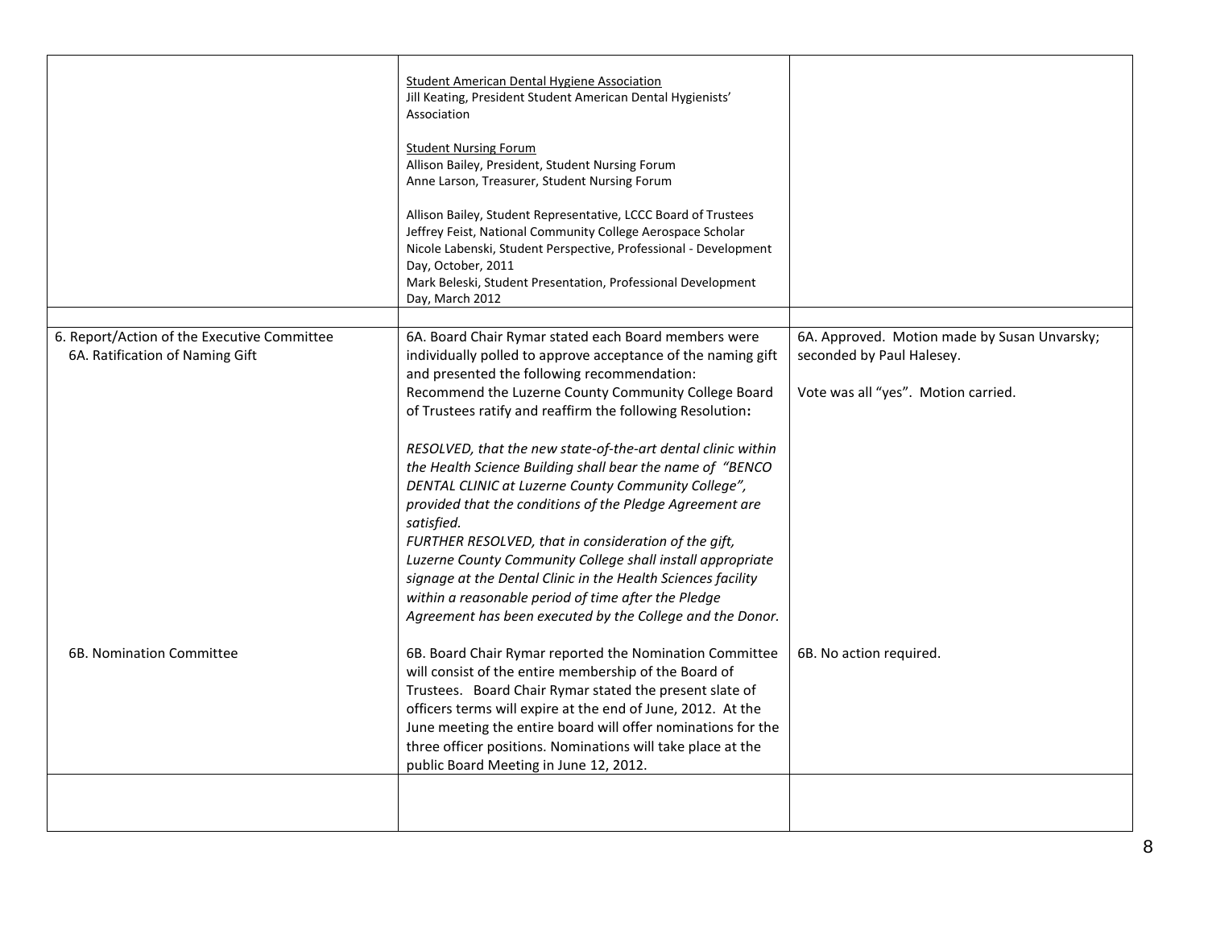| | | |
|---|---|---|
| | <u>Student American Dental Hygiene Association</u><br>Jill Keating, President Student American Dental Hygienists' Association<br><br><u>Student Nursing Forum</u><br>Allison Bailey, President, Student Nursing Forum<br>Anne Larson, Treasurer, Student Nursing Forum<br><br>Allison Bailey, Student Representative, LCCC Board of Trustees<br>Jeffrey Feist, National Community College Aerospace Scholar<br>Nicole Labenski, Student Perspective, Professional - Development Day, October, 2011<br>Mark Beleski, Student Presentation, Professional Development Day, March 2012 | |
| | | |
| 6. Report/Action of the Executive Committee<br>6A. Ratification of Naming Gift | 6A. Board Chair Rymar stated each Board members were individually polled to approve acceptance of the naming gift and presented the following recommendation:<br>Recommend the Luzerne County Community College Board of Trustees ratify and reaffirm the following Resolution**:**<br><br>*RESOLVED, that the new state-of-the-art dental clinic within the Health Science Building shall bear the name of "BENCO DENTAL CLINIC at Luzerne County Community College", provided that the conditions of the Pledge Agreement are satisfied.*<br>*FURTHER RESOLVED, that in consideration of the gift, Luzerne County Community College shall install appropriate signage at the Dental Clinic in the Health Sciences facility within a reasonable period of time after the Pledge Agreement has been executed by the College and the Donor.* | 6A. Approved. Motion made by Susan Unvarsky; seconded by Paul Halesey.<br><br>Vote was all "yes". Motion carried. |
| 6B. Nomination Committee | 6B. Board Chair Rymar reported the Nomination Committee will consist of the entire membership of the Board of Trustees. Board Chair Rymar stated the present slate of officers terms will expire at the end of June, 2012. At the June meeting the entire board will offer nominations for the three officer positions. Nominations will take place at the public Board Meeting in June 12, 2012. | 6B. No action required. |
| | | |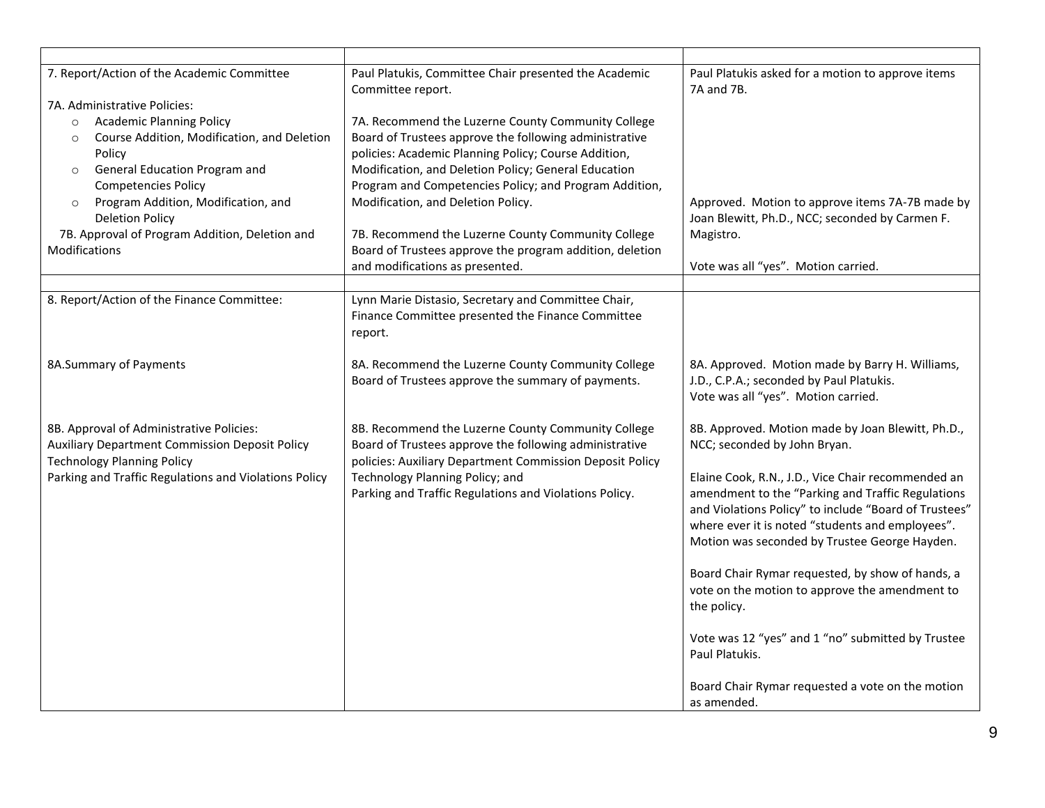| | | |
|---|---|---|
| 7. Report/Action of the Academic Committee<br><br>7A. Administrative Policies:<br>- Academic Planning Policy<br>- Course Addition, Modification, and Deletion Policy<br>- General Education Program and Competencies Policy<br>- Program Addition, Modification, and Deletion Policy<br><br>7B. Approval of Program Addition, Deletion and Modifications | Paul Platukis, Committee Chair presented the Academic Committee report.<br><br>7A. Recommend the Luzerne County Community College Board of Trustees approve the following administrative policies: Academic Planning Policy; Course Addition, Modification, and Deletion Policy; General Education Program and Competencies Policy; and Program Addition, Modification, and Deletion Policy.<br><br>7B. Recommend the Luzerne County Community College Board of Trustees approve the program addition, deletion and modifications as presented. | Paul Platukis asked for a motion to approve items 7A and 7B.<br><br>Approved. Motion to approve items 7A-7B made by Joan Blewitt, Ph.D., NCC; seconded by Carmen F. Magistro.<br><br>Vote was all "yes". Motion carried. |
| | | |
| 8. Report/Action of the Finance Committee: | Lynn Marie Distasio, Secretary and Committee Chair, Finance Committee presented the Finance Committee report. | |
| 8A.Summary of Payments | 8A. Recommend the Luzerne County Community College Board of Trustees approve the summary of payments. | 8A. Approved. Motion made by Barry H. Williams, J.D., C.P.A.; seconded by Paul Platukis.<br>Vote was all "yes". Motion carried. |
| 8B. Approval of Administrative Policies:<br>Auxiliary Department Commission Deposit Policy<br>Technology Planning Policy<br>Parking and Traffic Regulations and Violations Policy | 8B. Recommend the Luzerne County Community College Board of Trustees approve the following administrative policies: Auxiliary Department Commission Deposit Policy Technology Planning Policy; and<br>Parking and Traffic Regulations and Violations Policy. | 8B. Approved. Motion made by Joan Blewitt, Ph.D., NCC; seconded by John Bryan.<br><br>Elaine Cook, R.N., J.D., Vice Chair recommended an amendment to the "Parking and Traffic Regulations and Violations Policy" to include "Board of Trustees" where ever it is noted "students and employees". Motion was seconded by Trustee George Hayden.<br><br>Board Chair Rymar requested, by show of hands, a vote on the motion to approve the amendment to the policy.<br><br>Vote was 12 "yes" and 1 "no" submitted by Trustee Paul Platukis.<br><br>Board Chair Rymar requested a vote on the motion as amended. |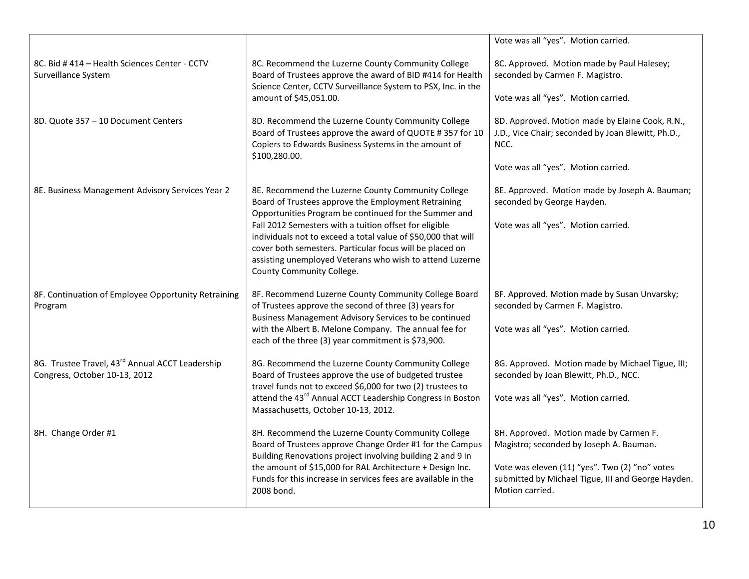| | | |
|---|---|---|
| | | Vote was all "yes". Motion carried. |
| 8C. Bid # 414 – Health Sciences Center - CCTV Surveillance System | 8C. Recommend the Luzerne County Community College Board of Trustees approve the award of BID #414 for Health Science Center, CCTV Surveillance System to PSX, Inc. in the amount of $45,051.00. | 8C. Approved. Motion made by Paul Halesey; seconded by Carmen F. Magistro.<br><br>Vote was all "yes". Motion carried. |
| 8D. Quote 357 – 10 Document Centers | 8D. Recommend the Luzerne County Community College Board of Trustees approve the award of QUOTE # 357 for 10 Copiers to Edwards Business Systems in the amount of $100,280.00. | 8D. Approved. Motion made by Elaine Cook, R.N., J.D., Vice Chair; seconded by Joan Blewitt, Ph.D., NCC.<br><br>Vote was all "yes". Motion carried. |
| 8E. Business Management Advisory Services Year 2 | 8E. Recommend the Luzerne County Community College Board of Trustees approve the Employment Retraining Opportunities Program be continued for the Summer and Fall 2012 Semesters with a tuition offset for eligible individuals not to exceed a total value of $50,000 that will cover both semesters. Particular focus will be placed on assisting unemployed Veterans who wish to attend Luzerne County Community College. | 8E. Approved. Motion made by Joseph A. Bauman; seconded by George Hayden.<br><br>Vote was all "yes". Motion carried. |
| 8F. Continuation of Employee Opportunity Retraining Program | 8F. Recommend Luzerne County Community College Board of Trustees approve the second of three (3) years for Business Management Advisory Services to be continued with the Albert B. Melone Company. The annual fee for each of the three (3) year commitment is $73,900. | 8F. Approved. Motion made by Susan Unvarsky; seconded by Carmen F. Magistro.<br><br>Vote was all "yes". Motion carried. |
| 8G. Trustee Travel, 43rd Annual ACCT Leadership Congress, October 10-13, 2012 | 8G. Recommend the Luzerne County Community College Board of Trustees approve the use of budgeted trustee travel funds not to exceed $6,000 for two (2) trustees to attend the 43rd Annual ACCT Leadership Congress in Boston Massachusetts, October 10-13, 2012. | 8G. Approved. Motion made by Michael Tigue, III; seconded by Joan Blewitt, Ph.D., NCC.<br><br>Vote was all "yes". Motion carried. |
| 8H. Change Order #1 | 8H. Recommend the Luzerne County Community College Board of Trustees approve Change Order #1 for the Campus Building Renovations project involving building 2 and 9 in the amount of $15,000 for RAL Architecture + Design Inc. Funds for this increase in services fees are available in the 2008 bond. | 8H. Approved. Motion made by Carmen F. Magistro; seconded by Joseph A. Bauman.<br><br>Vote was eleven (11) "yes". Two (2) "no" votes submitted by Michael Tigue, III and George Hayden. Motion carried. |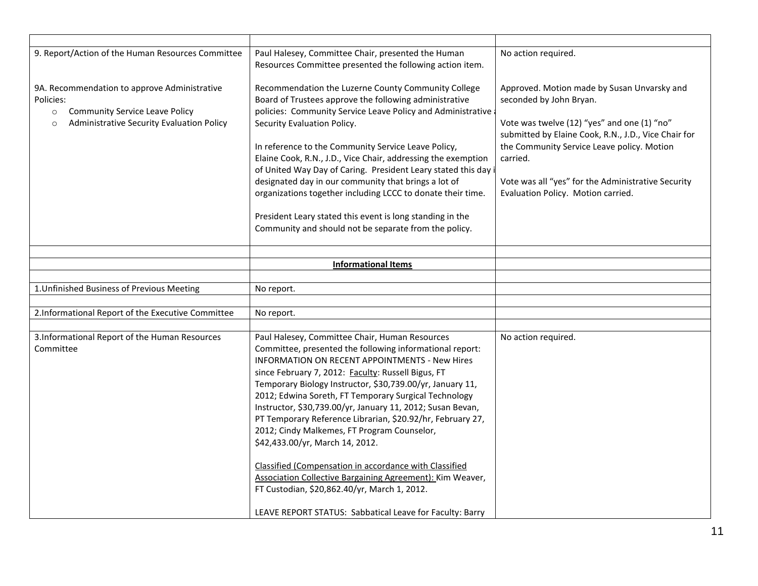| | | |
|---|---|---|
| 9. Report/Action of the Human Resources Committee | Paul Halesey, Committee Chair, presented the Human Resources Committee presented the following action item. | No action required. |
| 9A. Recommendation to approve Administrative Policies:<br>○ Community Service Leave Policy<br>○ Administrative Security Evaluation Policy | Recommendation the Luzerne County Community College Board of Trustees approve the following administrative policies: Community Service Leave Policy and Administrative Security Evaluation Policy.<br><br>In reference to the Community Service Leave Policy, Elaine Cook, R.N., J.D., Vice Chair, addressing the exemption of United Way Day of Caring. President Leary stated this day i designated day in our community that brings a lot of organizations together including LCCC to donate their time.<br><br>President Leary stated this event is long standing in the Community and should not be separate from the policy. | Approved. Motion made by Susan Unvarsky and seconded by John Bryan.<br><br>Vote was twelve (12) "yes" and one (1) "no" submitted by Elaine Cook, R.N., J.D., Vice Chair for the Community Service Leave policy. Motion carried.<br><br>Vote was all "yes" for the Administrative Security Evaluation Policy. Motion carried. |
| | | |
| | **Informational Items** | |
| | | |
| 1.Unfinished Business of Previous Meeting | No report. | |
| | | |
| 2.Informational Report of the Executive Committee | No report. | |
| | | |
| 3.Informational Report of the Human Resources Committee | Paul Halesey, Committee Chair, Human Resources Committee, presented the following informational report: INFORMATION ON RECENT APPOINTMENTS - New Hires since February 7, 2012: Faculty: Russell Bigus, FT Temporary Biology Instructor, \$30,739.00/yr, January 11, 2012; Edwina Soreth, FT Temporary Surgical Technology Instructor, \$30,739.00/yr, January 11, 2012; Susan Bevan, PT Temporary Reference Librarian, \$20.92/hr, February 27, 2012; Cindy Malkemes, FT Program Counselor, \$42,433.00/yr, March 14, 2012.<br><br>Classified (Compensation in accordance with Classified Association Collective Bargaining Agreement): Kim Weaver, FT Custodian, \$20,862.40/yr, March 1, 2012.<br><br>LEAVE REPORT STATUS: Sabbatical Leave for Faculty: Barry | No action required. |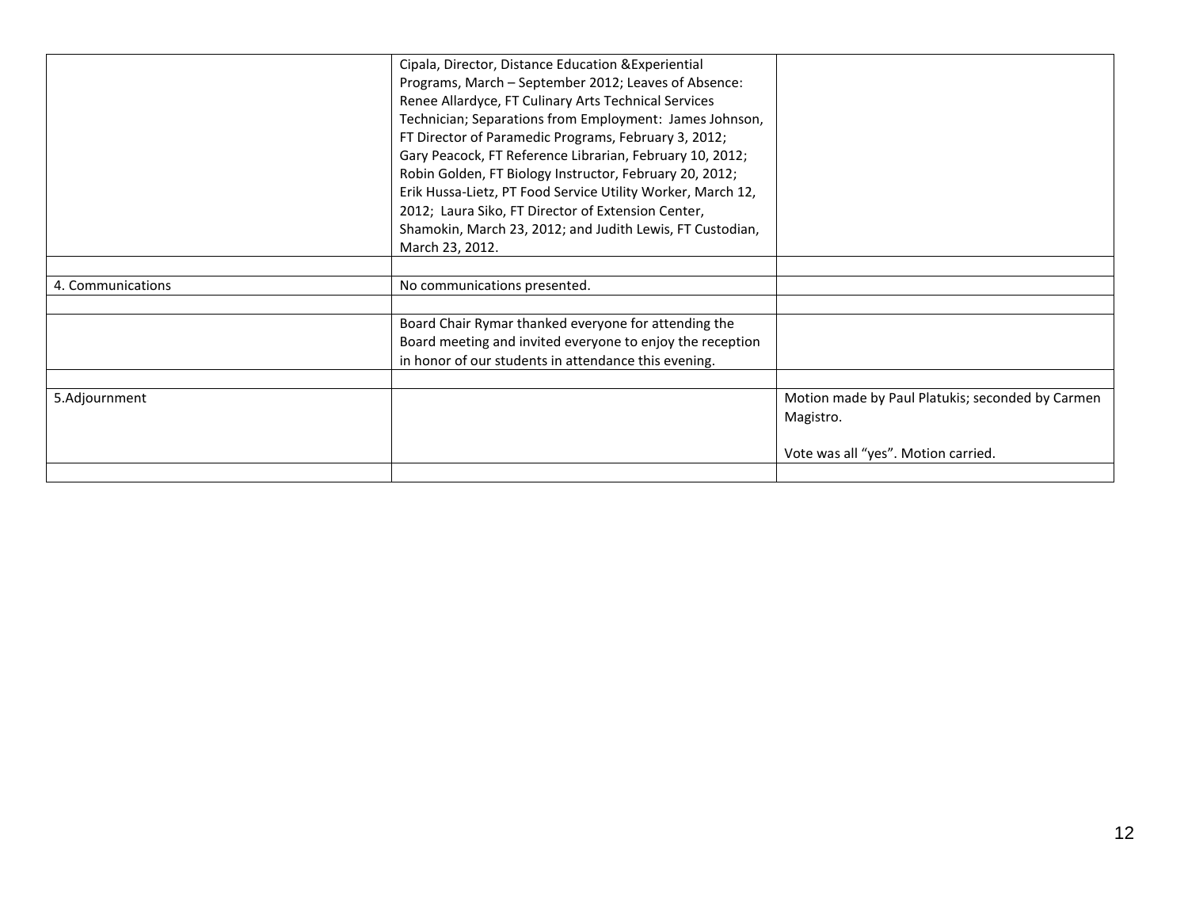| | | |
|---|---|---|
| | Cipala, Director, Distance Education &Experiential Programs, March – September 2012; Leaves of Absence: Renee Allardyce, FT Culinary Arts Technical Services Technician; Separations from Employment: James Johnson, FT Director of Paramedic Programs, February 3, 2012; Gary Peacock, FT Reference Librarian, February 10, 2012; Robin Golden, FT Biology Instructor, February 20, 2012; Erik Hussa-Lietz, PT Food Service Utility Worker, March 12, 2012; Laura Siko, FT Director of Extension Center, Shamokin, March 23, 2012; and Judith Lewis, FT Custodian, March 23, 2012. | |
| | | |
| 4. Communications | No communications presented. | |
| | | |
| | Board Chair Rymar thanked everyone for attending the Board meeting and invited everyone to enjoy the reception in honor of our students in attendance this evening. | |
| | | |
| 5.Adjournment | | Motion made by Paul Platukis; seconded by Carmen Magistro.<br><br>Vote was all "yes". Motion carried. |
| | | |